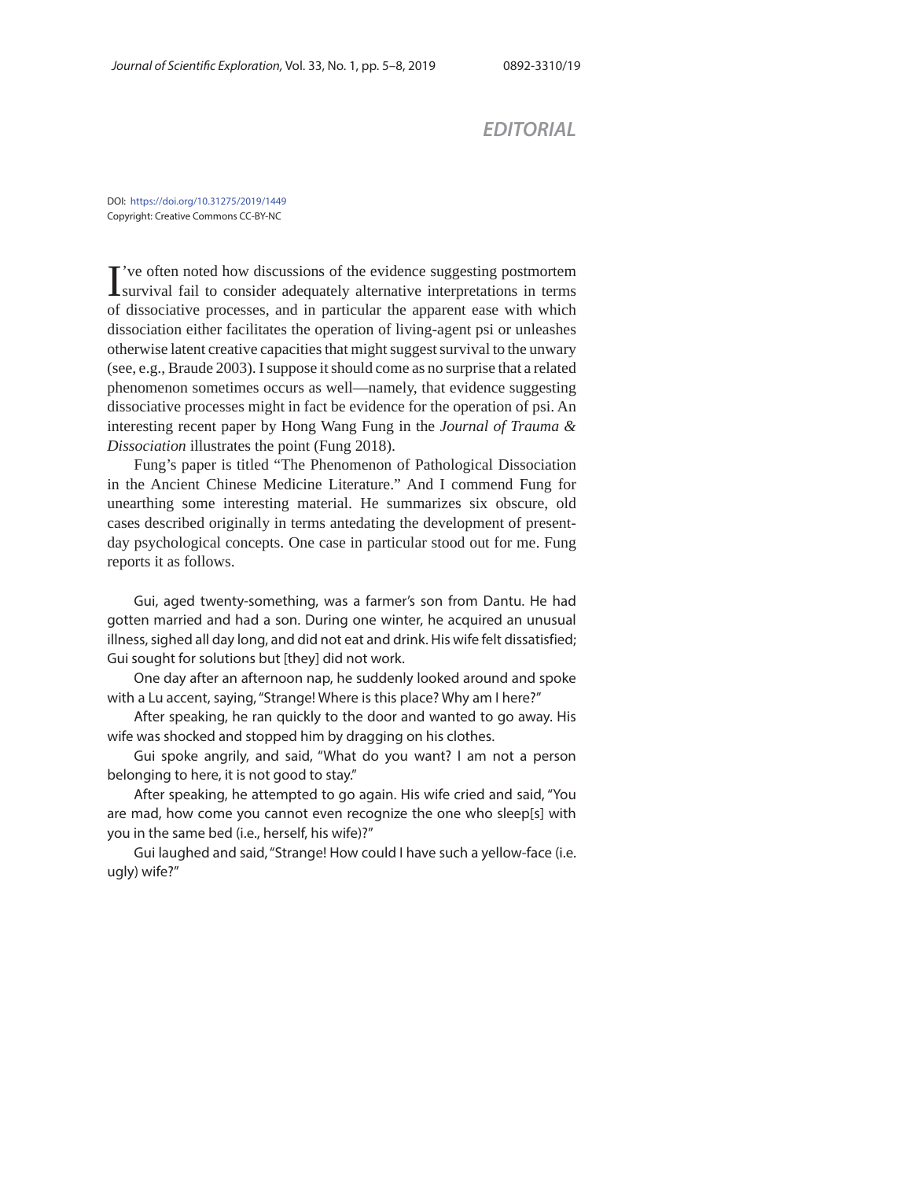# EDITORIAL

DOI: https://doi.org/10.31275/2019/1449
Copyright: Creative Commons CC-BY-NC

I've often noted how discussions of the evidence suggesting postmortem survival fail to consider adequately alternative interpretations in terms of dissociative processes, and in particular the apparent ease with which dissociation either facilitates the operation of living-agent psi or unleashes otherwise latent creative capacities that might suggest survival to the unwary (see, e.g., Braude 2003). I suppose it should come as no surprise that a related phenomenon sometimes occurs as well—namely, that evidence suggesting dissociative processes might in fact be evidence for the operation of psi. An interesting recent paper by Hong Wang Fung in the *Journal of Trauma & Dissociation* illustrates the point (Fung 2018).

Fung's paper is titled "The Phenomenon of Pathological Dissociation in the Ancient Chinese Medicine Literature." And I commend Fung for unearthing some interesting material. He summarizes six obscure, old cases described originally in terms antedating the development of present-day psychological concepts. One case in particular stood out for me. Fung reports it as follows.

> Gui, aged twenty-something, was a farmer's son from Dantu. He had gotten married and had a son. During one winter, he acquired an unusual illness, sighed all day long, and did not eat and drink. His wife felt dissatisfied; Gui sought for solutions but [they] did not work.
>
> One day after an afternoon nap, he suddenly looked around and spoke with a Lu accent, saying, "Strange! Where is this place? Why am I here?"
>
> After speaking, he ran quickly to the door and wanted to go away. His wife was shocked and stopped him by dragging on his clothes.
>
> Gui spoke angrily, and said, "What do you want? I am not a person belonging to here, it is not good to stay."
>
> After speaking, he attempted to go again. His wife cried and said, "You are mad, how come you cannot even recognize the one who sleep[s] with you in the same bed (i.e., herself, his wife)?"
>
> Gui laughed and said, "Strange! How could I have such a yellow-face (i.e. ugly) wife?"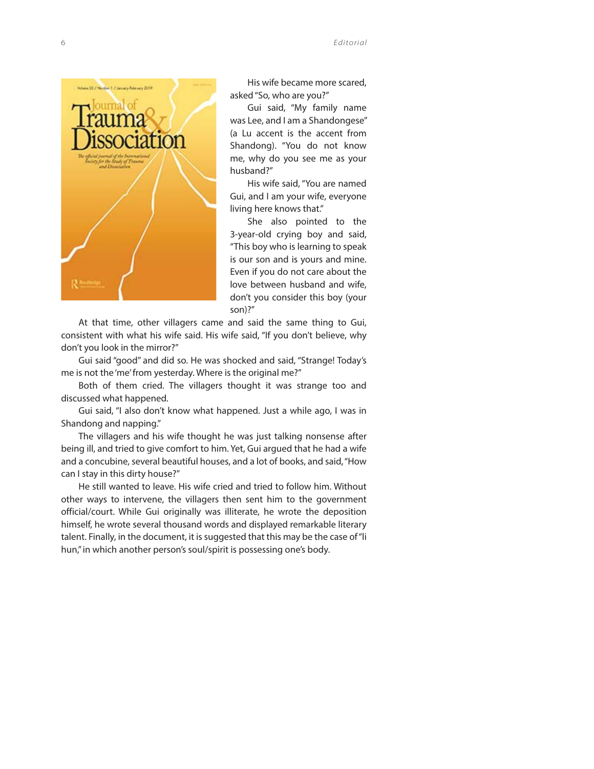His wife became more scared, asked "So, who are you?"

Gui said, "My family name was Lee, and I am a Shandongese" (a Lu accent is the accent from Shandong). "You do not know me, why do you see me as your husband?"

His wife said, "You are named Gui, and I am your wife, everyone living here knows that."

She also pointed to the 3-year-old crying boy and said, "This boy who is learning to speak is our son and is yours and mine. Even if you do not care about the love between husband and wife, don't you consider this boy (your son)?"

At that time, other villagers came and said the same thing to Gui, consistent with what his wife said. His wife said, "If you don't believe, why don't you look in the mirror?"

Gui said "good" and did so. He was shocked and said, "Strange! Today's me is not the 'me' from yesterday. Where is the original me?"

Both of them cried. The villagers thought it was strange too and discussed what happened.

Gui said, "I also don't know what happened. Just a while ago, I was in Shandong and napping."

The villagers and his wife thought he was just talking nonsense after being ill, and tried to give comfort to him. Yet, Gui argued that he had a wife and a concubine, several beautiful houses, and a lot of books, and said, "How can I stay in this dirty house?"

He still wanted to leave. His wife cried and tried to follow him. Without other ways to intervene, the villagers then sent him to the government official/court. While Gui originally was illiterate, he wrote the deposition himself, he wrote several thousand words and displayed remarkable literary talent. Finally, in the document, it is suggested that this may be the case of "li hun," in which another person's soul/spirit is possessing one's body.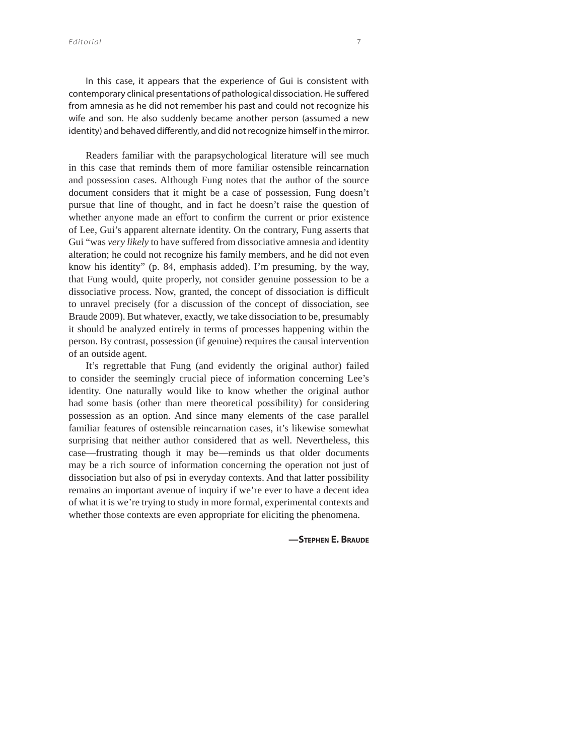In this case, it appears that the experience of Gui is consistent with contemporary clinical presentations of pathological dissociation. He suffered from amnesia as he did not remember his past and could not recognize his wife and son. He also suddenly became another person (assumed a new identity) and behaved differently, and did not recognize himself in the mirror.

Readers familiar with the parapsychological literature will see much in this case that reminds them of more familiar ostensible reincarnation and possession cases. Although Fung notes that the author of the source document considers that it might be a case of possession, Fung doesn't pursue that line of thought, and in fact he doesn't raise the question of whether anyone made an effort to confirm the current or prior existence of Lee, Gui's apparent alternate identity. On the contrary, Fung asserts that Gui "was *very likely* to have suffered from dissociative amnesia and identity alteration; he could not recognize his family members, and he did not even know his identity" (p. 84, emphasis added). I'm presuming, by the way, that Fung would, quite properly, not consider genuine possession to be a dissociative process. Now, granted, the concept of dissociation is difficult to unravel precisely (for a discussion of the concept of dissociation, see Braude 2009). But whatever, exactly, we take dissociation to be, presumably it should be analyzed entirely in terms of processes happening within the person. By contrast, possession (if genuine) requires the causal intervention of an outside agent.

It's regrettable that Fung (and evidently the original author) failed to consider the seemingly crucial piece of information concerning Lee's identity. One naturally would like to know whether the original author had some basis (other than mere theoretical possibility) for considering possession as an option. And since many elements of the case parallel familiar features of ostensible reincarnation cases, it's likewise somewhat surprising that neither author considered that as well. Nevertheless, this case—frustrating though it may be—reminds us that older documents may be a rich source of information concerning the operation not just of dissociation but also of psi in everyday contexts. And that latter possibility remains an important avenue of inquiry if we're ever to have a decent idea of what it is we're trying to study in more formal, experimental contexts and whether those contexts are even appropriate for eliciting the phenomena.

**—Stephen E. Braude**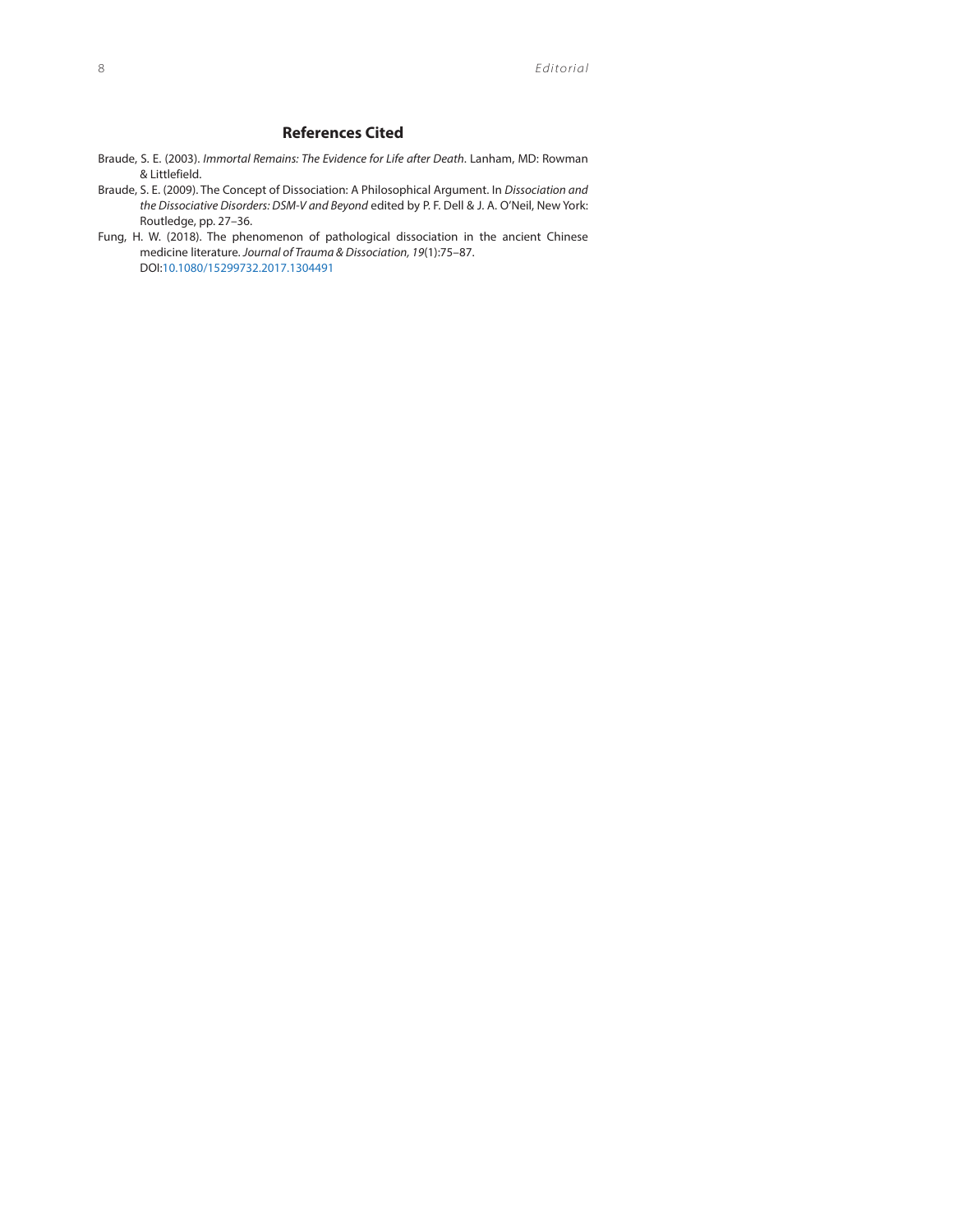## References Cited

Braude, S. E. (2003). *Immortal Remains: The Evidence for Life after Death*. Lanham, MD: Rowman & Littlefield.

Braude, S. E. (2009). The Concept of Dissociation: A Philosophical Argument. In *Dissociation and the Dissociative Disorders: DSM-V and Beyond* edited by P. F. Dell & J. A. O'Neil, New York: Routledge, pp. 27–36.

Fung, H. W. (2018). The phenomenon of pathological dissociation in the ancient Chinese medicine literature. *Journal of Trauma & Dissociation, 19*(1):75–87. DOI:10.1080/15299732.2017.1304491